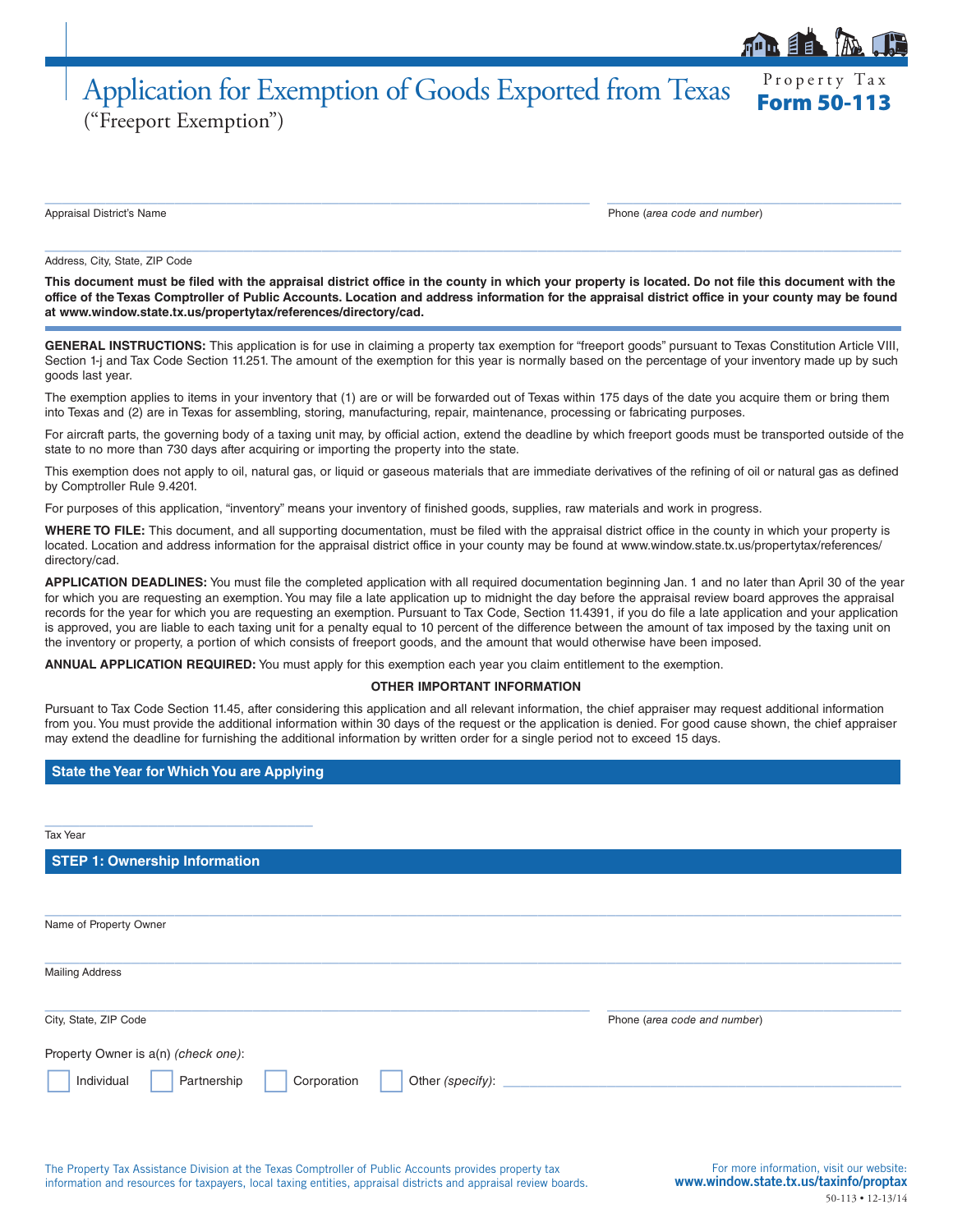# Application for Exemption of Goods Exported from Texas

("Freeport Exemption")

Property Tax
**Form 50-113**

______________________________ ______________________________
Appraisal District's Name Phone (*area code and number*)

______________________________
Address, City, State, ZIP Code

**This document must be filed with the appraisal district office in the county in which your property is located. Do not file this document with the office of the Texas Comptroller of Public Accounts. Location and address information for the appraisal district office in your county may be found at www.window.state.tx.us/propertytax/references/directory/cad.**

**GENERAL INSTRUCTIONS:** This application is for use in claiming a property tax exemption for "freeport goods" pursuant to Texas Constitution Article VIII, Section 1-j and Tax Code Section 11.251. The amount of the exemption for this year is normally based on the percentage of your inventory made up by such goods last year.

The exemption applies to items in your inventory that (1) are or will be forwarded out of Texas within 175 days of the date you acquire them or bring them into Texas and (2) are in Texas for assembling, storing, manufacturing, repair, maintenance, processing or fabricating purposes.

For aircraft parts, the governing body of a taxing unit may, by official action, extend the deadline by which freeport goods must be transported outside of the state to no more than 730 days after acquiring or importing the property into the state.

This exemption does not apply to oil, natural gas, or liquid or gaseous materials that are immediate derivatives of the refining of oil or natural gas as defined by Comptroller Rule 9.4201.

For purposes of this application, "inventory" means your inventory of finished goods, supplies, raw materials and work in progress.

**WHERE TO FILE:** This document, and all supporting documentation, must be filed with the appraisal district office in the county in which your property is located. Location and address information for the appraisal district office in your county may be found at www.window.state.tx.us/propertytax/references/directory/cad.

**APPLICATION DEADLINES:** You must file the completed application with all required documentation beginning Jan. 1 and no later than April 30 of the year for which you are requesting an exemption. You may file a late application up to midnight the day before the appraisal review board approves the appraisal records for the year for which you are requesting an exemption. Pursuant to Tax Code, Section 11.4391, if you do file a late application and your application is approved, you are liable to each taxing unit for a penalty equal to 10 percent of the difference between the amount of tax imposed by the taxing unit on the inventory or property, a portion of which consists of freeport goods, and the amount that would otherwise have been imposed.

**ANNUAL APPLICATION REQUIRED:** You must apply for this exemption each year you claim entitlement to the exemption.

**OTHER IMPORTANT INFORMATION**

Pursuant to Tax Code Section 11.45, after considering this application and all relevant information, the chief appraiser may request additional information from you. You must provide the additional information within 30 days of the request or the application is denied. For good cause shown, the chief appraiser may extend the deadline for furnishing the additional information by written order for a single period not to exceed 15 days.

## State the Year for Which You are Applying

______________________________
Tax Year

## STEP 1: Ownership Information

______________________________
Name of Property Owner

______________________________
Mailing Address

______________________________ ______________________________
City, State, ZIP Code Phone (*area code and number*)

Property Owner is a(n) *(check one)*:

☐ Individual ☐ Partnership ☐ Corporation ☐ Other *(specify)*: ______________________________

The Property Tax Assistance Division at the Texas Comptroller of Public Accounts provides property tax information and resources for taxpayers, local taxing entities, appraisal districts and appraisal review boards.

For more information, visit our website: **www.window.state.tx.us/taxinfo/proptax**

50-113 • 12-13/14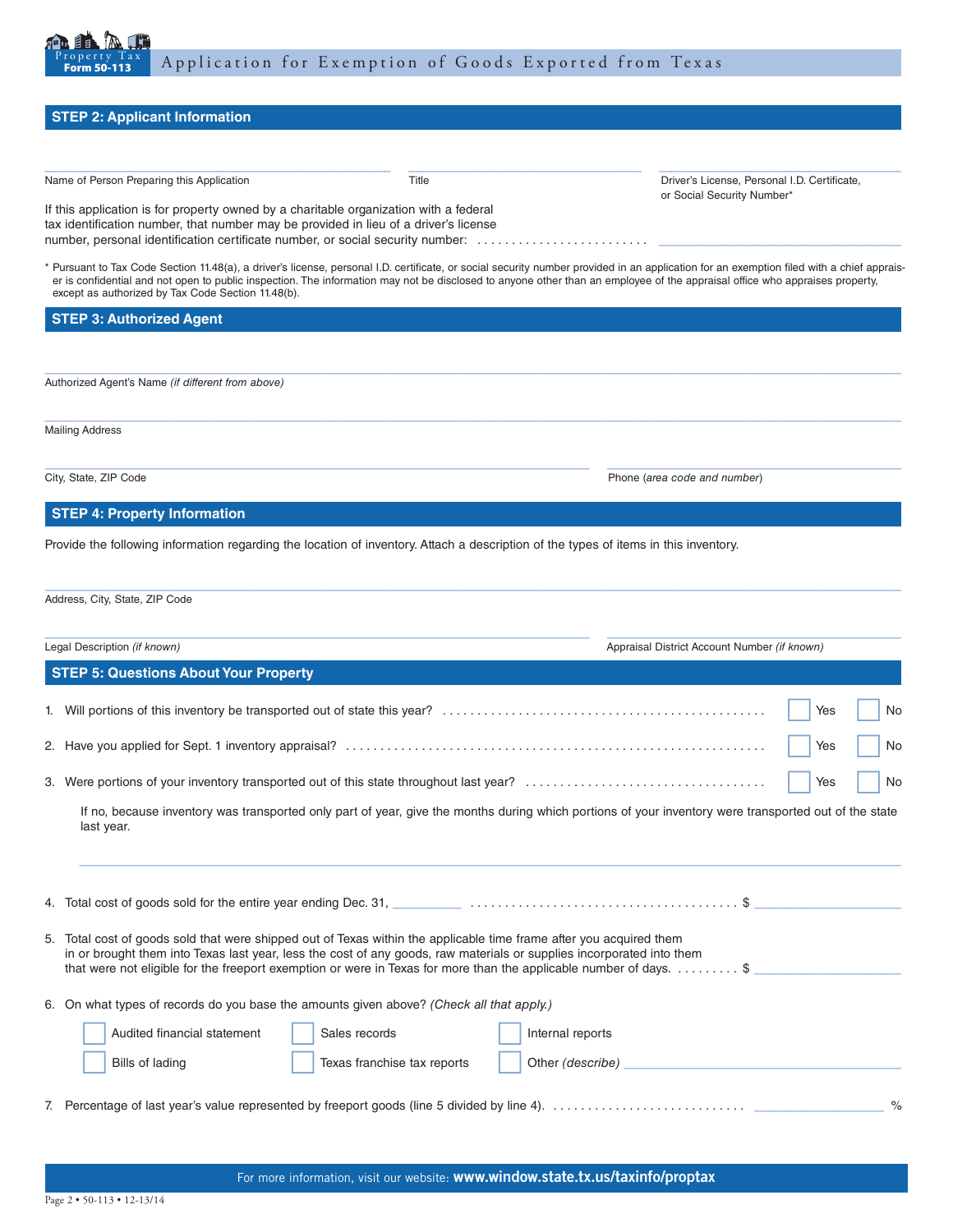## STEP 2: Applicant Information

______________________________ Name of Person Preparing this Application

______________________________ Title

______________________________ Driver's License, Personal I.D. Certificate, or Social Security Number*

If this application is for property owned by a charitable organization with a federal tax identification number, that number may be provided in lieu of a driver's license number, personal identification certificate number, or social security number: .......................... ______________________________

\* Pursuant to Tax Code Section 11.48(a), a driver's license, personal I.D. certificate, or social security number provided in an application for an exemption filed with a chief appraiser is confidential and not open to public inspection. The information may not be disclosed to anyone other than an employee of the appraisal office who appraises property, except as authorized by Tax Code Section 11.48(b).

## STEP 3: Authorized Agent

______________________________ Authorized Agent's Name *(if different from above)*

______________________________ Mailing Address

______________________________ City, State, ZIP Code

______________________________ Phone *(area code and number)*

## STEP 4: Property Information

Provide the following information regarding the location of inventory. Attach a description of the types of items in this inventory.

______________________________ Address, City, State, ZIP Code

______________________________ Legal Description *(if known)*

______________________________ Appraisal District Account Number *(if known)*

## STEP 5: Questions About Your Property

1. Will portions of this inventory be transported out of state this year? .............................................. ☐ Yes ☐ No

2. Have you applied for Sept. 1 inventory appraisal? .............................................. ☐ Yes ☐ No

3. Were portions of your inventory transported out of this state throughout last year? .............................................. ☐ Yes ☐ No

   If no, because inventory was transported only part of year, give the months during which portions of your inventory were transported out of the state last year.

   ______________________________

4. Total cost of goods sold for the entire year ending Dec. 31, __________ ...................................... $ __________

5. Total cost of goods sold that were shipped out of Texas within the applicable time frame after you acquired them in or brought them into Texas last year, less the cost of any goods, raw materials or supplies incorporated into them that were not eligible for the freeport exemption or were in Texas for more than the applicable number of days. ......... $ __________

6. On what types of records do you base the amounts given above? *(Check all that apply.)*

   ☐ Audited financial statement ☐ Sales records ☐ Internal reports

   ☐ Bills of lading ☐ Texas franchise tax reports ☐ Other *(describe)* __________

7. Percentage of last year's value represented by freeport goods (line 5 divided by line 4). ............................ __________ %

For more information, visit our website: **www.window.state.tx.us/taxinfo/proptax**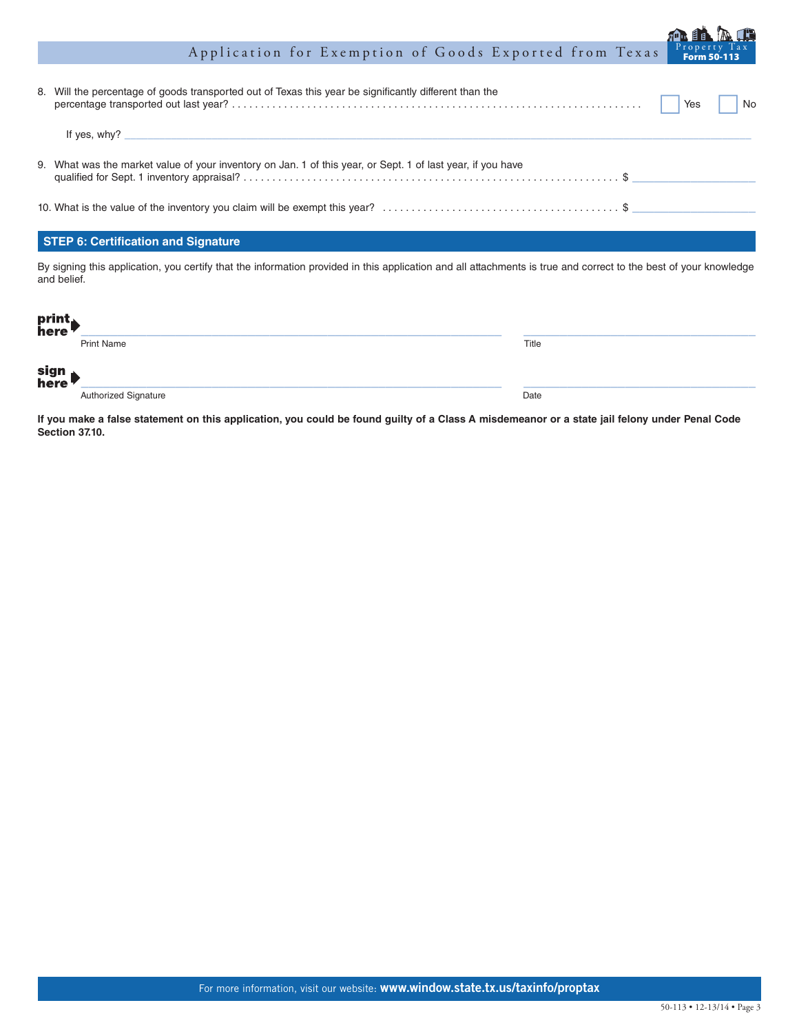8. Will the percentage of goods transported out of Texas this year be significantly different than the percentage transported out last year? . . . . . . . . . . . . . . . . . . . . . . . . . . . . . . . . . . . . . . . . . . . . . . . . . . . . . . . . . . . . . . . . . . . . . . . ☐ Yes ☐ No

   If yes, why? ____________________________________________________________________________________

9. What was the market value of your inventory on Jan. 1 of this year, or Sept. 1 of last year, if you have qualified for Sept. 1 inventory appraisal? . . . . . . . . . . . . . . . . . . . . . . . . . . . . . . . . . . . . . . . . . . . . . . . . . . . . . . . . . . . . . . . . $ ____________________

10. What is the value of the inventory you claim will be exempt this year? . . . . . . . . . . . . . . . . . . . . . . . . . . . . . . . . . . . . . . . . . $ ____________________

## STEP 6: Certification and Signature

By signing this application, you certify that the information provided in this application and all attachments is true and correct to the best of your knowledge and belief.

**print here** ➡ ______________________________________________________ ______________________________

Print Name Title

**sign here** ➡ ______________________________________________________ ______________________________

Authorized Signature Date

**If you make a false statement on this application, you could be found guilty of a Class A misdemeanor or a state jail felony under Penal Code Section 37.10.**

For more information, visit our website: **www.window.state.tx.us/taxinfo/proptax**